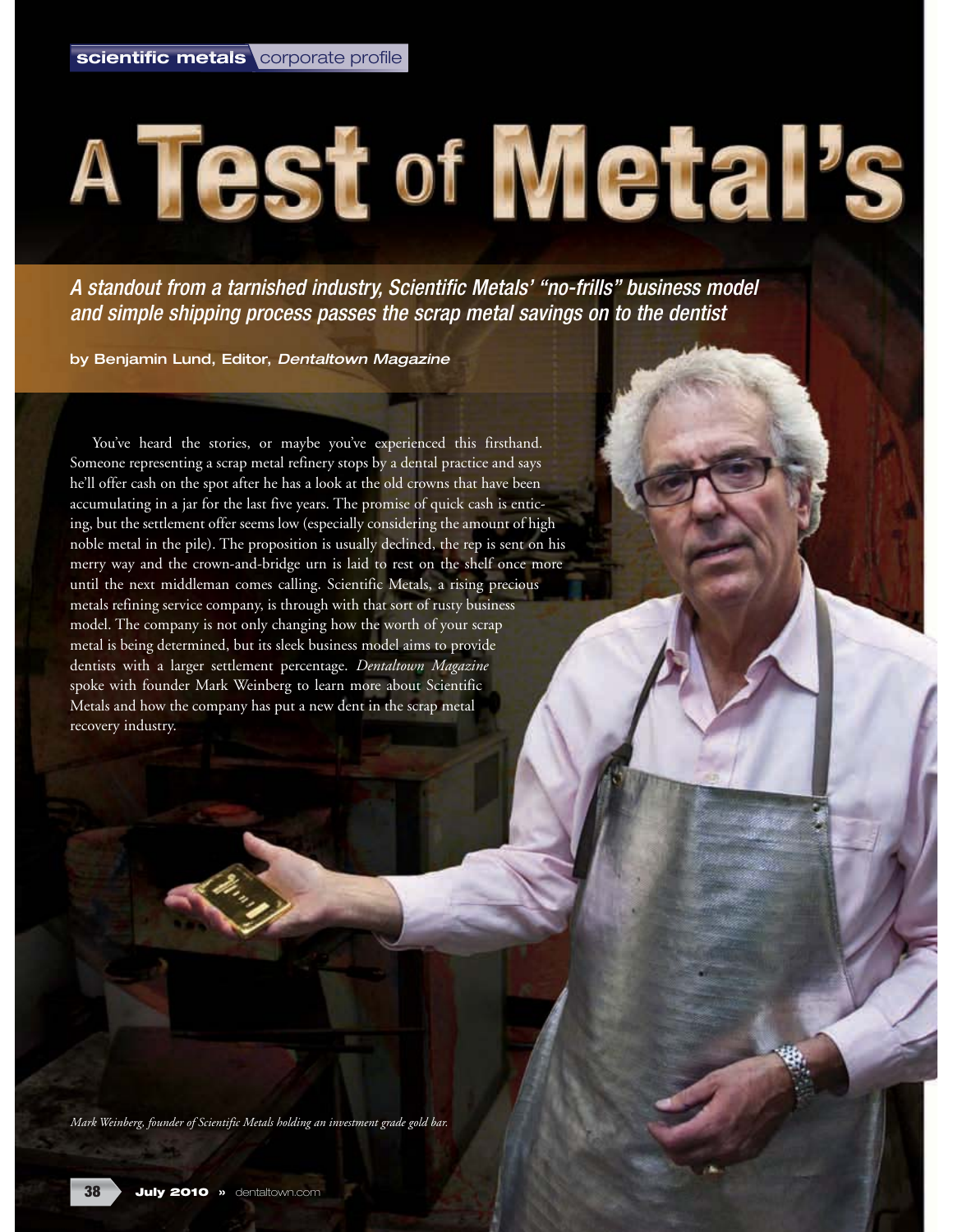scientific metals corporate profile

# A Test of Metal's

*A standout from a tarnished industry, Scientific Metals' "no-frills" business model and simple shipping process passes the scrap metal savings on to the dentist*

**by Benjamin Lund, Editor, *Dentaltown Magazine***

You've heard the stories, or maybe you've experienced this firsthand. Someone representing a scrap metal refinery stops by a dental practice and says he'll offer cash on the spot after he has a look at the old crowns that have been accumulating in a jar for the last five years. The promise of quick cash is enticing, but the settlement offer seems low (especially considering the amount of high noble metal in the pile). The proposition is usually declined, the rep is sent on his merry way and the crown-and-bridge urn is laid to rest on the shelf once more until the next middleman comes calling. Scientific Metals, a rising precious metals refining service company, is through with that sort of rusty business model. The company is not only changing how the worth of your scrap metal is being determined, but its sleek business model aims to provide dentists with a larger settlement percentage. *Dentaltown Magazine* spoke with founder Mark Weinberg to learn more about Scientific Metals and how the company has put a new dent in the scrap metal recovery industry.

*Mark Weinberg, founder of Scientific Metals holding an investment grade gold bar.*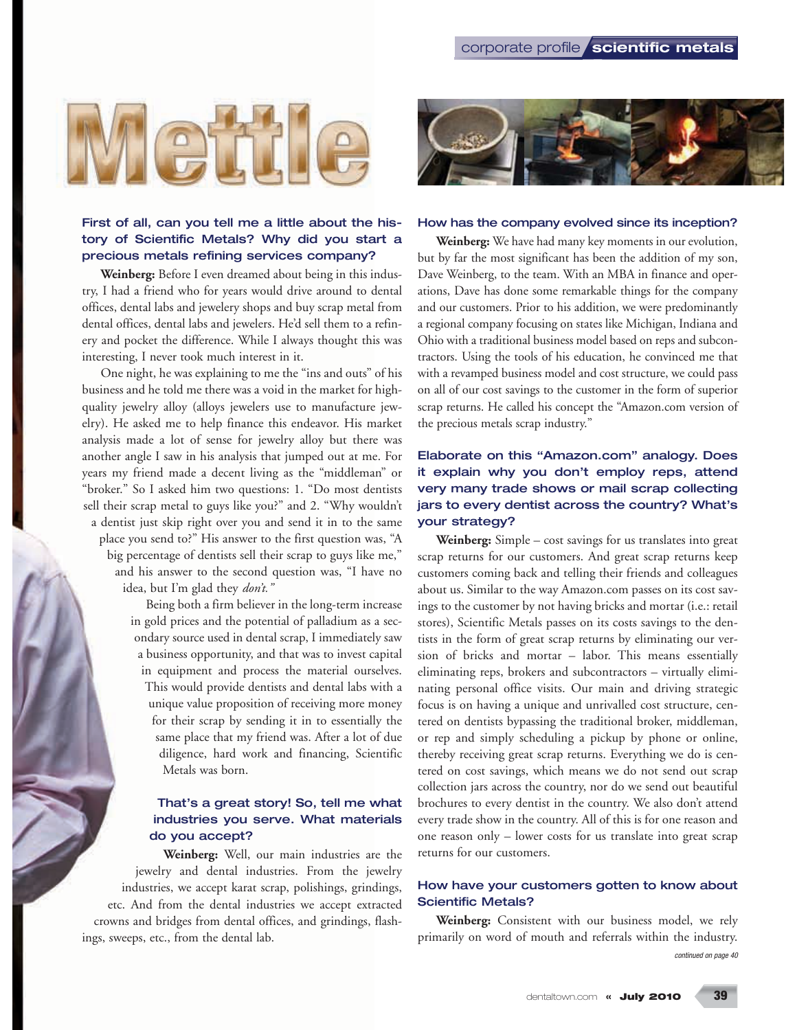# Mettle

### First of all, can you tell me a little about the history of Scientific Metals? Why did you start a precious metals refining services company?

**Weinberg:** Before I even dreamed about being in this industry, I had a friend who for years would drive around to dental offices, dental labs and jewelery shops and buy scrap metal from dental offices, dental labs and jewelers. He'd sell them to a refinery and pocket the difference. While I always thought this was interesting, I never took much interest in it.

One night, he was explaining to me the "ins and outs" of his business and he told me there was a void in the market for high-quality jewelry alloy (alloys jewelers use to manufacture jewelry). He asked me to help finance this endeavor. His market analysis made a lot of sense for jewelry alloy but there was another angle I saw in his analysis that jumped out at me. For years my friend made a decent living as the "middleman" or "broker." So I asked him two questions: 1. "Do most dentists sell their scrap metal to guys like you?" and 2. "Why wouldn't a dentist just skip right over you and send it in to the same place you send to?" His answer to the first question was, "A big percentage of dentists sell their scrap to guys like me," and his answer to the second question was, "I have no idea, but I'm glad they *don't."*

Being both a firm believer in the long-term increase in gold prices and the potential of palladium as a secondary source used in dental scrap, I immediately saw a business opportunity, and that was to invest capital in equipment and process the material ourselves. This would provide dentists and dental labs with a unique value proposition of receiving more money for their scrap by sending it in to essentially the same place that my friend was. After a lot of due diligence, hard work and financing, Scientific Metals was born.

### That's a great story! So, tell me what industries you serve. What materials do you accept?

**Weinberg:** Well, our main industries are the jewelry and dental industries. From the jewelry industries, we accept karat scrap, polishings, grindings, etc. And from the dental industries we accept extracted crowns and bridges from dental offices, and grindings, flashings, sweeps, etc., from the dental lab.

### How has the company evolved since its inception?

**Weinberg:** We have had many key moments in our evolution, but by far the most significant has been the addition of my son, Dave Weinberg, to the team. With an MBA in finance and operations, Dave has done some remarkable things for the company and our customers. Prior to his addition, we were predominantly a regional company focusing on states like Michigan, Indiana and Ohio with a traditional business model based on reps and subcontractors. Using the tools of his education, he convinced me that with a revamped business model and cost structure, we could pass on all of our cost savings to the customer in the form of superior scrap returns. He called his concept the "Amazon.com version of the precious metals scrap industry."

### Elaborate on this "Amazon.com" analogy. Does it explain why you don't employ reps, attend very many trade shows or mail scrap collecting jars to every dentist across the country? What's your strategy?

**Weinberg:** Simple – cost savings for us translates into great scrap returns for our customers. And great scrap returns keep customers coming back and telling their friends and colleagues about us. Similar to the way Amazon.com passes on its cost savings to the customer by not having bricks and mortar (i.e.: retail stores), Scientific Metals passes on its costs savings to the dentists in the form of great scrap returns by eliminating our version of bricks and mortar – labor. This means essentially eliminating reps, brokers and subcontractors – virtually eliminating personal office visits. Our main and driving strategic focus is on having a unique and unrivalled cost structure, centered on dentists bypassing the traditional broker, middleman, or rep and simply scheduling a pickup by phone or online, thereby receiving great scrap returns. Everything we do is centered on cost savings, which means we do not send out scrap collection jars across the country, nor do we send out beautiful brochures to every dentist in the country. We also don't attend every trade show in the country. All of this is for one reason and one reason only – lower costs for us translate into great scrap returns for our customers.

### How have your customers gotten to know about Scientific Metals?

**Weinberg:** Consistent with our business model, we rely primarily on word of mouth and referrals within the industry.

*continued on page 40*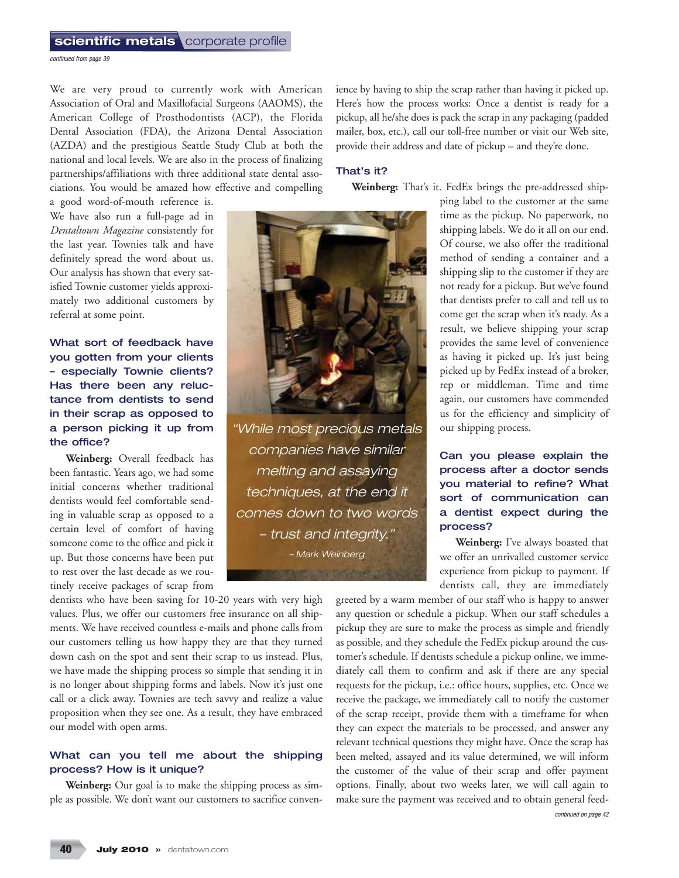*continued from page 39*

We are very proud to currently work with American Association of Oral and Maxillofacial Surgeons (AAOMS), the American College of Prosthodontists (ACP), the Florida Dental Association (FDA), the Arizona Dental Association (AZDA) and the prestigious Seattle Study Club at both the national and local levels. We are also in the process of finalizing partnerships/affiliations with three additional state dental associations. You would be amazed how effective and compelling a good word-of-mouth reference is. We have also run a full-page ad in *Dentaltown Magazine* consistently for the last year. Townies talk and have definitely spread the word about us. Our analysis has shown that every satisfied Townie customer yields approximately two additional customers by referral at some point.

### What sort of feedback have you gotten from your clients – especially Townie clients? Has there been any reluctance from dentists to send in their scrap as opposed to a person picking it up from the office?

**Weinberg:** Overall feedback has been fantastic. Years ago, we had some initial concerns whether traditional dentists would feel comfortable sending in valuable scrap as opposed to a certain level of comfort of having someone come to the office and pick it up. But those concerns have been put to rest over the last decade as we routinely receive packages of scrap from dentists who have been saving for 10-20 years with very high values. Plus, we offer our customers free insurance on all shipments. We have received countless e-mails and phone calls from our customers telling us how happy they are that they turned down cash on the spot and sent their scrap to us instead. Plus, we have made the shipping process so simple that sending it in is no longer about shipping forms and labels. Now it's just one call or a click away. Townies are tech savvy and realize a value proposition when they see one. As a result, they have embraced our model with open arms.

> *"While most precious metals companies have similar melting and assaying techniques, at the end it comes down to two words – trust and integrity."*
> – Mark Weinberg

### What can you tell me about the shipping process? How is it unique?

**Weinberg:** Our goal is to make the shipping process as simple as possible. We don't want our customers to sacrifice convenience by having to ship the scrap rather than having it picked up. Here's how the process works: Once a dentist is ready for a pickup, all he/she does is pack the scrap in any packaging (padded mailer, box, etc.), call our toll-free number or visit our Web site, provide their address and date of pickup – and they're done.

### That's it?

**Weinberg:** That's it. FedEx brings the pre-addressed shipping label to the customer at the same time as the pickup. No paperwork, no shipping labels. We do it all on our end. Of course, we also offer the traditional method of sending a container and a shipping slip to the customer if they are not ready for a pickup. But we've found that dentists prefer to call and tell us to come get the scrap when it's ready. As a result, we believe shipping your scrap provides the same level of convenience as having it picked up. It's just being picked up by FedEx instead of a broker, rep or middleman. Time and time again, our customers have commended us for the efficiency and simplicity of our shipping process.

### Can you please explain the process after a doctor sends you material to refine? What sort of communication can a dentist expect during the process?

**Weinberg:** I've always boasted that we offer an unrivalled customer service experience from pickup to payment. If dentists call, they are immediately greeted by a warm member of our staff who is happy to answer any question or schedule a pickup. When our staff schedules a pickup they are sure to make the process as simple and friendly as possible, and they schedule the FedEx pickup around the customer's schedule. If dentists schedule a pickup online, we immediately call them to confirm and ask if there are any special requests for the pickup, i.e.: office hours, supplies, etc. Once we receive the package, we immediately call to notify the customer of the scrap receipt, provide them with a timeframe for when they can expect the materials to be processed, and answer any relevant technical questions they might have. Once the scrap has been melted, assayed and its value determined, we will inform the customer of the value of their scrap and offer payment options. Finally, about two weeks later, we will call again to make sure the payment was received and to obtain general feed-

*continued on page 42*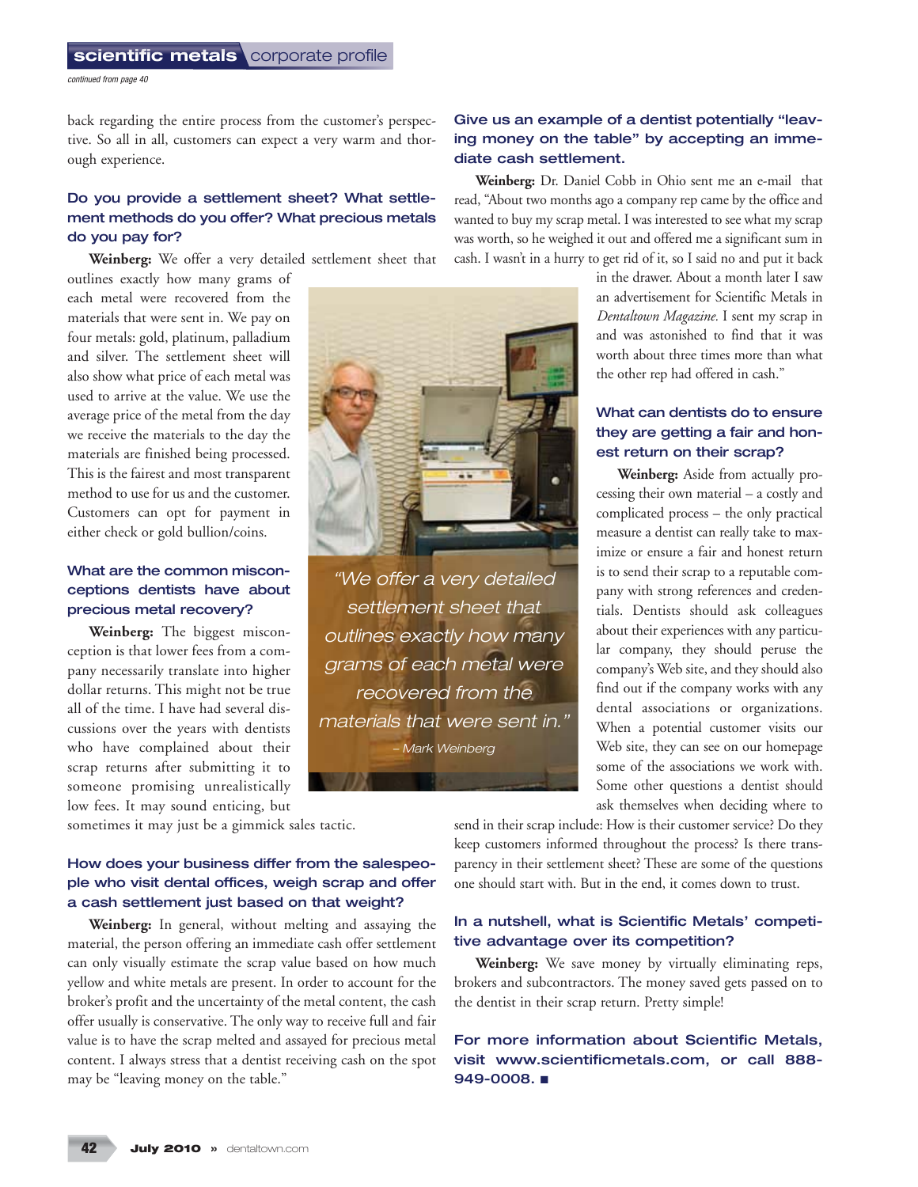*continued from page 40*

back regarding the entire process from the customer's perspective. So all in all, customers can expect a very warm and thorough experience.

### Do you provide a settlement sheet? What settlement methods do you offer? What precious metals do you pay for?

**Weinberg:** We offer a very detailed settlement sheet that outlines exactly how many grams of each metal were recovered from the materials that were sent in. We pay on four metals: gold, platinum, palladium and silver. The settlement sheet will also show what price of each metal was used to arrive at the value. We use the average price of the metal from the day we receive the materials to the day the materials are finished being processed. This is the fairest and most transparent method to use for us and the customer. Customers can opt for payment in either check or gold bullion/coins.

### What are the common misconceptions dentists have about precious metal recovery?

**Weinberg:** The biggest misconception is that lower fees from a company necessarily translate into higher dollar returns. This might not be true all of the time. I have had several discussions over the years with dentists who have complained about their scrap returns after submitting it to someone promising unrealistically low fees. It may sound enticing, but sometimes it may just be a gimmick sales tactic.

> "We offer a very detailed settlement sheet that outlines exactly how many grams of each metal were recovered from the materials that were sent in."
> – Mark Weinberg

### How does your business differ from the salespeople who visit dental offices, weigh scrap and offer a cash settlement just based on that weight?

**Weinberg:** In general, without melting and assaying the material, the person offering an immediate cash offer settlement can only visually estimate the scrap value based on how much yellow and white metals are present. In order to account for the broker's profit and the uncertainty of the metal content, the cash offer usually is conservative. The only way to receive full and fair value is to have the scrap melted and assayed for precious metal content. I always stress that a dentist receiving cash on the spot may be "leaving money on the table."

### Give us an example of a dentist potentially "leaving money on the table" by accepting an immediate cash settlement.

**Weinberg:** Dr. Daniel Cobb in Ohio sent me an e-mail that read, "About two months ago a company rep came by the office and wanted to buy my scrap metal. I was interested to see what my scrap was worth, so he weighed it out and offered me a significant sum in cash. I wasn't in a hurry to get rid of it, so I said no and put it back in the drawer. About a month later I saw an advertisement for Scientific Metals in *Dentaltown Magazine*. I sent my scrap in and was astonished to find that it was worth about three times more than what the other rep had offered in cash."

### What can dentists do to ensure they are getting a fair and honest return on their scrap?

**Weinberg:** Aside from actually processing their own material – a costly and complicated process – the only practical measure a dentist can really take to maximize or ensure a fair and honest return is to send their scrap to a reputable company with strong references and credentials. Dentists should ask colleagues about their experiences with any particular company, they should peruse the company's Web site, and they should also find out if the company works with any dental associations or organizations. When a potential customer visits our Web site, they can see on our homepage some of the associations we work with. Some other questions a dentist should ask themselves when deciding where to send in their scrap include: How is their customer service? Do they keep customers informed throughout the process? Is there transparency in their settlement sheet? These are some of the questions one should start with. But in the end, it comes down to trust.

### In a nutshell, what is Scientific Metals' competitive advantage over its competition?

**Weinberg:** We save money by virtually eliminating reps, brokers and subcontractors. The money saved gets passed on to the dentist in their scrap return. Pretty simple!

**For more information about Scientific Metals, visit www.scientificmetals.com, or call 888-949-0008.** ■